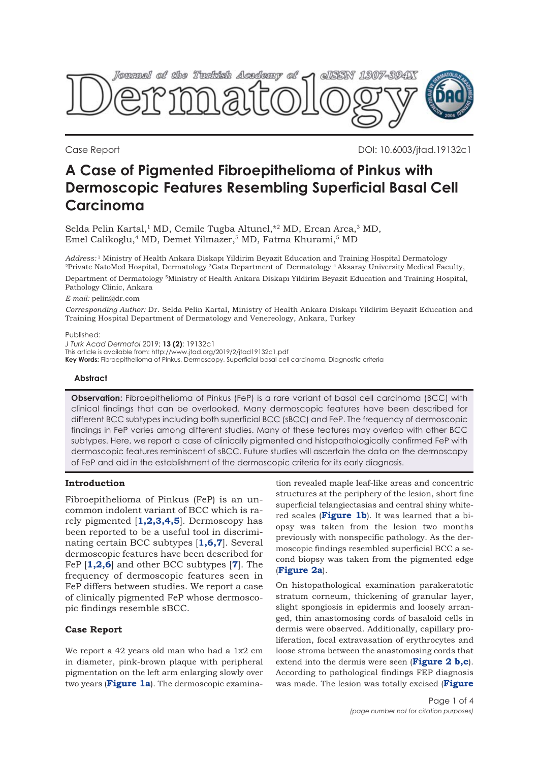Case Report

DOI: 10.6003/jtad.19132c1

# A Case of Pigmented Fibroepithelioma of Pinkus with Dermoscopic Features Resembling Superficial Basal Cell Carcinoma

Selda Pelin Kartal,[1] MD, Cemile Tugba Altunel,*[2] MD, Ercan Arca,[3] MD, Emel Calikoglu,[4] MD, Demet Yilmazer,[5] MD, Fatma Khurami,[5] MD

*Address:* [1] Ministry of Health Ankara Diskapı Yildirim Beyazit Education and Training Hospital Dermatology [2]Private NatoMed Hospital, Dermatology [3]Gata Department of Dermatology [4] Aksaray University Medical Faculty, Department of Dermatology [5]Ministry of Health Ankara Diskapı Yildirim Beyazit Education and Training Hospital, Pathology Clinic, Ankara

*E-mail:* pelin@dr.com

*Corresponding Author:* Dr. Selda Pelin Kartal, Ministry of Health Ankara Diskapı Yildirim Beyazit Education and Training Hospital Department of Dermatology and Venereology, Ankara, Turkey

Published:

*J Turk Acad Dermatol* 2019; **13 (2)**: 19132c1

This article is available from: http://www.jtad.org/2019/2/jtad19132c1.pdf

**Key Words:** Fibroepithelioma of Pinkus, Dermoscopy, Superficial basal cell carcinoma, Diagnostic criteria

## Abstract

**Observation:** Fibroepithelioma of Pinkus (FeP) is a rare variant of basal cell carcinoma (BCC) with clinical findings that can be overlooked. Many dermoscopic features have been described for different BCC subtypes including both superficial BCC (sBCC) and FeP. The frequency of dermoscopic findings in FeP varies among different studies. Many of these features may overlap with other BCC subtypes. Here, we report a case of clinically pigmented and histopathologically confirmed FeP with dermoscopic features reminiscent of sBCC. Future studies will ascertain the data on the dermoscopy of FeP and aid in the establishment of the dermoscopic criteria for its early diagnosis.

## Introduction

Fibroepithelioma of Pinkus (FeP) is an uncommon indolent variant of BCC which is rarely pigmented [**1,2,3,4,5**]. Dermoscopy has been reported to be a useful tool in discriminating certain BCC subtypes [**1,6,7**]. Several dermoscopic features have been described for FeP [**1,2,6**] and other BCC subtypes [**7**]. The frequency of dermoscopic features seen in FeP differs between studies. We report a case of clinically pigmented FeP whose dermoscopic findings resemble sBCC.

## Case Report

We report a 42 years old man who had a 1x2 cm in diameter, pink-brown plaque with peripheral pigmentation on the left arm enlarging slowly over two years (**Figure 1a**). The dermoscopic examination revealed maple leaf-like areas and concentric structures at the periphery of the lesion, short fine superficial telangiectasias and central shiny white-red scales (**Figure 1b**). It was learned that a biopsy was taken from the lesion two months previously with nonspecific pathology. As the dermoscopic findings resembled superficial BCC a second biopsy was taken from the pigmented edge (**Figure 2a**).

On histopathological examination parakeratotic stratum corneum, thickening of granular layer, slight spongiosis in epidermis and loosely arranged, thin anastomosing cords of basaloid cells in dermis were observed. Additionally, capillary proliferation, focal extravasation of erythrocytes and loose stroma between the anastomosing cords that extend into the dermis were seen (**Figure 2 b,c**). According to pathological findings FEP diagnosis was made. The lesion was totally excised (**Figure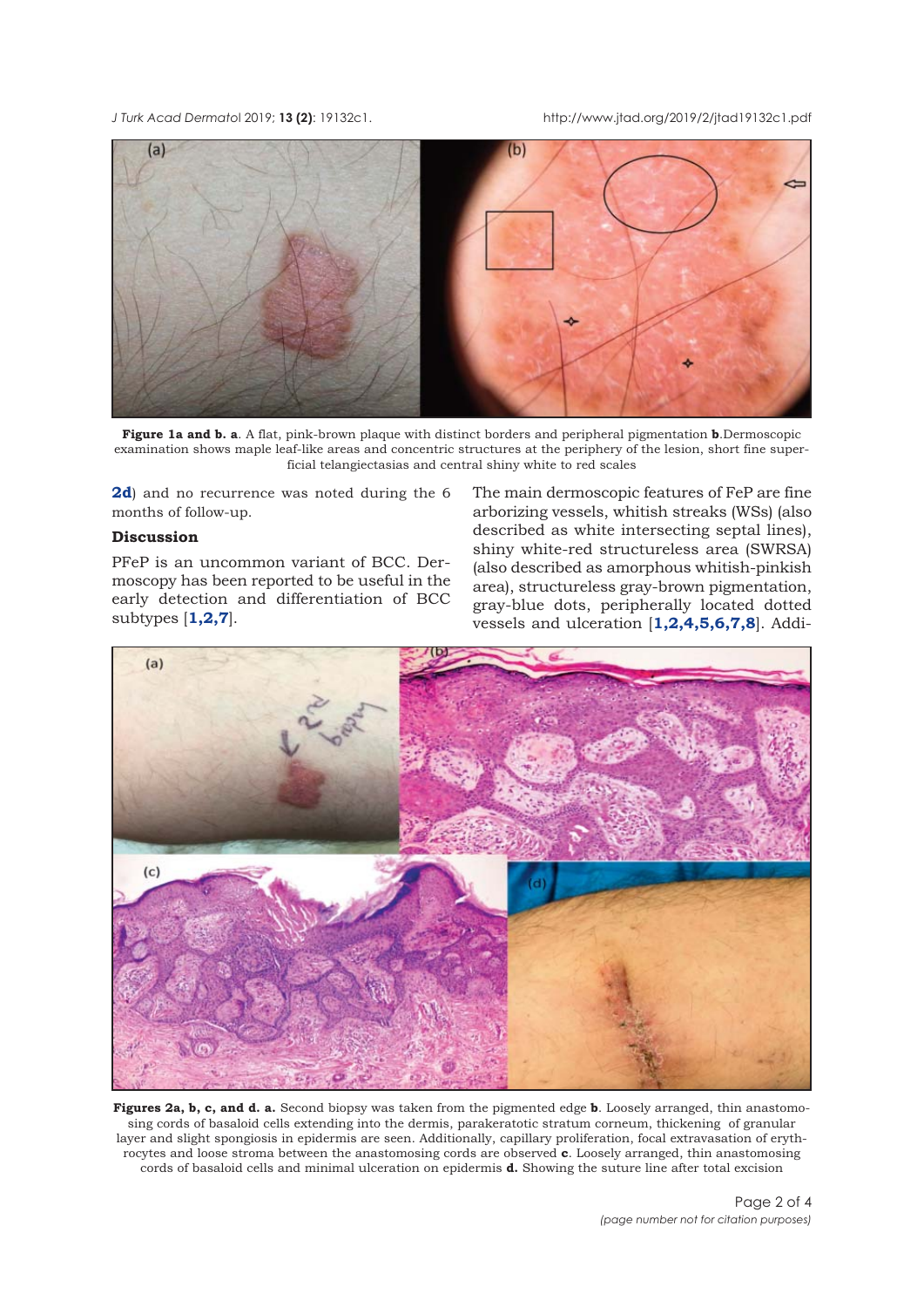**Figure 1a and b. a**. A flat, pink-brown plaque with distinct borders and peripheral pigmentation **b**.Dermoscopic examination shows maple leaf-like areas and concentric structures at the periphery of the lesion, short fine superficial telangiectasias and central shiny white to red scales

**2d**) and no recurrence was noted during the 6 months of follow-up.

## Discussion

PFeP is an uncommon variant of BCC. Dermoscopy has been reported to be useful in the early detection and differentiation of BCC subtypes [**1,2,7**].

The main dermoscopic features of FeP are fine arborizing vessels, whitish streaks (WSs) (also described as white intersecting septal lines), shiny white-red structureless area (SWRSA) (also described as amorphous whitish-pinkish area), structureless gray-brown pigmentation, gray-blue dots, peripherally located dotted vessels and ulceration [**1,2,4,5,6,7,8**]. Addi-

**Figures 2a, b, c, and d. a.** Second biopsy was taken from the pigmented edge **b**. Loosely arranged, thin anastomosing cords of basaloid cells extending into the dermis, parakeratotic stratum corneum, thickening of granular layer and slight spongiosis in epidermis are seen. Additionally, capillary proliferation, focal extravasation of erythrocytes and loose stroma between the anastomosing cords are observed **c**. Loosely arranged, thin anastomosing cords of basaloid cells and minimal ulceration on epidermis **d.** Showing the suture line after total excision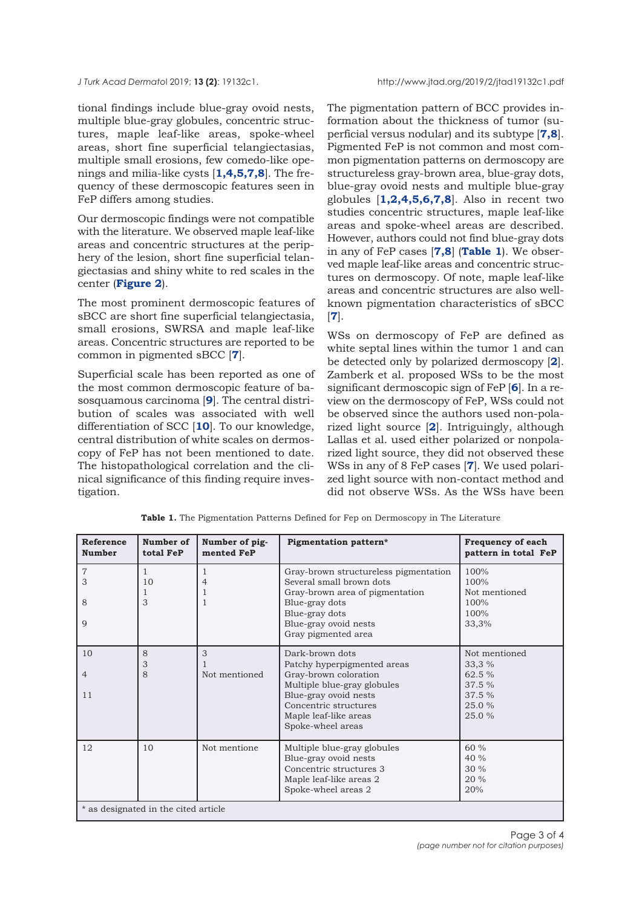tional findings include blue-gray ovoid nests, multiple blue-gray globules, concentric structures, maple leaf-like areas, spoke-wheel areas, short fine superficial telangiectasias, multiple small erosions, few comedo-like openings and milia-like cysts [**1,4,5,7,8**]. The frequency of these dermoscopic features seen in FeP differs among studies.

Our dermoscopic findings were not compatible with the literature. We observed maple leaf-like areas and concentric structures at the periphery of the lesion, short fine superficial telangiectasias and shiny white to red scales in the center (**Figure 2**).

The most prominent dermoscopic features of sBCC are short fine superficial telangiectasia, small erosions, SWRSA and maple leaf-like areas. Concentric structures are reported to be common in pigmented sBCC [**7**].

Superficial scale has been reported as one of the most common dermoscopic feature of basosquamous carcinoma [**9**]. The central distribution of scales was associated with well differentiation of SCC [**10**]. To our knowledge, central distribution of white scales on dermoscopy of FeP has not been mentioned to date. The histopathological correlation and the clinical significance of this finding require investigation.

The pigmentation pattern of BCC provides information about the thickness of tumor (superficial versus nodular) and its subtype [**7,8**]. Pigmented FeP is not common and most common pigmentation patterns on dermoscopy are structureless gray-brown area, blue-gray dots, blue-gray ovoid nests and multiple blue-gray globules [**1,2,4,5,6,7,8**]. Also in recent two studies concentric structures, maple leaf-like areas and spoke-wheel areas are described. However, authors could not find blue-gray dots in any of FeP cases [**7,8**] (**Table 1**). We observed maple leaf-like areas and concentric structures on dermoscopy. Of note, maple leaf-like areas and concentric structures are also well-known pigmentation characteristics of sBCC [**7**].

WSs on dermoscopy of FeP are defined as white septal lines within the tumor 1 and can be detected only by polarized dermoscopy [**2**]. Zamberk et al. proposed WSs to be the most significant dermoscopic sign of FeP [**6**]. In a review on the dermoscopy of FeP, WSs could not be observed since the authors used non-polarized light source [**2**]. Intriguingly, although Lallas et al. used either polarized or nonpolarized light source, they did not observed these WSs in any of 8 FeP cases [**7**]. We used polarized light source with non-contact method and did not observe WSs. As the WSs have been

**Table 1.** The Pigmentation Patterns Defined for Fep on Dermoscopy in The Literature

| Reference Number | Number of total FeP | Number of pigmented FeP | Pigmentation pattern* | Frequency of each pattern in total FeP |
|---|---|---|---|---|
| 7 | 1 | 1 | Gray-brown structureless pigmentation | 100% |
| 3 | 10 | 4 | Several small brown dots | 100% |
| | 1 | 1 | Gray-brown area of pigmentation | Not mentioned |
| 8 | 3 | 1 | Blue-gray dots | 100% |
| | | | Blue-gray dots | 100% |
| 9 | | | Blue-gray ovoid nests | 33,3% |
| | | | Gray pigmented area | |
| 10 | 8 | 3 | Dark-brown dots | Not mentioned |
| | 3 | 1 | Patchy hyperpigmented areas | 33,3 % |
| 4 | 8 | Not mentioned | Gray-brown coloration | 62.5 % |
| | | | Multiple blue-gray globules | 37.5 % |
| 11 | | | Blue-gray ovoid nests | 37.5 % |
| | | | Concentric structures | 25.0 % |
| | | | Maple leaf-like areas | 25.0 % |
| | | | Spoke-wheel areas | |
| 12 | 10 | Not mentione | Multiple blue-gray globules | 60 % |
| | | | Blue-gray ovoid nests | 40 % |
| | | | Concentric structures 3 | 30 % |
| | | | Maple leaf-like areas 2 | 20 % |
| | | | Spoke-wheel areas 2 | 20% |

\* as designated in the cited article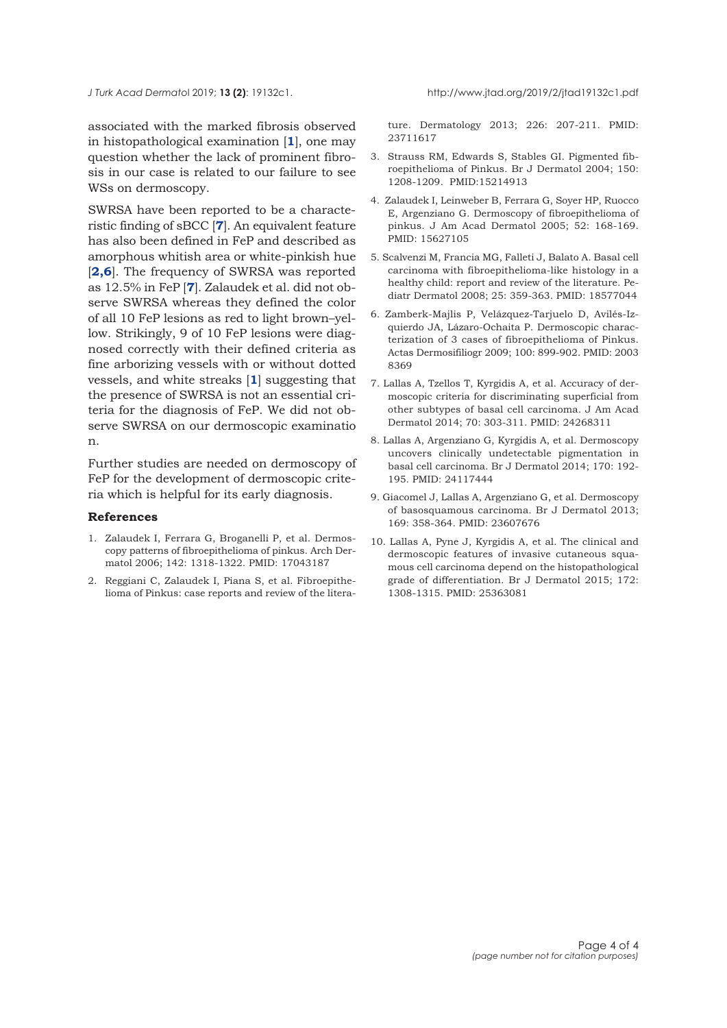associated with the marked fibrosis observed in histopathological examination [1], one may question whether the lack of prominent fibrosis in our case is related to our failure to see WSs on dermoscopy.

SWRSA have been reported to be a characteristic finding of sBCC [7]. An equivalent feature has also been defined in FeP and described as amorphous whitish area or white-pinkish hue [2,6]. The frequency of SWRSA was reported as 12.5% in FeP [7]. Zalaudek et al. did not observe SWRSA whereas they defined the color of all 10 FeP lesions as red to light brown–yellow. Strikingly, 9 of 10 FeP lesions were diagnosed correctly with their defined criteria as fine arborizing vessels with or without dotted vessels, and white streaks [1] suggesting that the presence of SWRSA is not an essential criteria for the diagnosis of FeP. We did not observe SWRSA on our dermoscopic examination.

Further studies are needed on dermoscopy of FeP for the development of dermoscopic criteria which is helpful for its early diagnosis.

## References

1. Zalaudek I, Ferrara G, Broganelli P, et al. Dermoscopy patterns of fibroepithelioma of pinkus. Arch Dermatol 2006; 142: 1318-1322. PMID: 17043187
2. Reggiani C, Zalaudek I, Piana S, et al. Fibroepithelioma of Pinkus: case reports and review of the literature. Dermatology 2013; 226: 207-211. PMID: 23711617
3. Strauss RM, Edwards S, Stables GI. Pigmented fibroepithelioma of Pinkus. Br J Dermatol 2004; 150: 1208-1209. PMID:15214913
4. Zalaudek I, Leinweber B, Ferrara G, Soyer HP, Ruocco E, Argenziano G. Dermoscopy of fibroepithelioma of pinkus. J Am Acad Dermatol 2005; 52: 168-169. PMID: 15627105
5. Scalvenzi M, Francia MG, Falleti J, Balato A. Basal cell carcinoma with fibroepithelioma-like histology in a healthy child: report and review of the literature. Pediatr Dermatol 2008; 25: 359-363. PMID: 18577044
6. Zamberk-Majlis P, Velázquez-Tarjuelo D, Avilés-Izquierdo JA, Lázaro-Ochaita P. Dermoscopic characterization of 3 cases of fibroepithelioma of Pinkus. Actas Dermosifiliogr 2009; 100: 899-902. PMID: 20038369
7. Lallas A, Tzellos T, Kyrgidis A, et al. Accuracy of dermoscopic criteria for discriminating superficial from other subtypes of basal cell carcinoma. J Am Acad Dermatol 2014; 70: 303-311. PMID: 24268311
8. Lallas A, Argenziano G, Kyrgidis A, et al. Dermoscopy uncovers clinically undetectable pigmentation in basal cell carcinoma. Br J Dermatol 2014; 170: 192-195. PMID: 24117444
9. Giacomel J, Lallas A, Argenziano G, et al. Dermoscopy of basosquamous carcinoma. Br J Dermatol 2013; 169: 358-364. PMID: 23607676
10. Lallas A, Pyne J, Kyrgidis A, et al. The clinical and dermoscopic features of invasive cutaneous squamous cell carcinoma depend on the histopathological grade of differentiation. Br J Dermatol 2015; 172: 1308-1315. PMID: 25363081